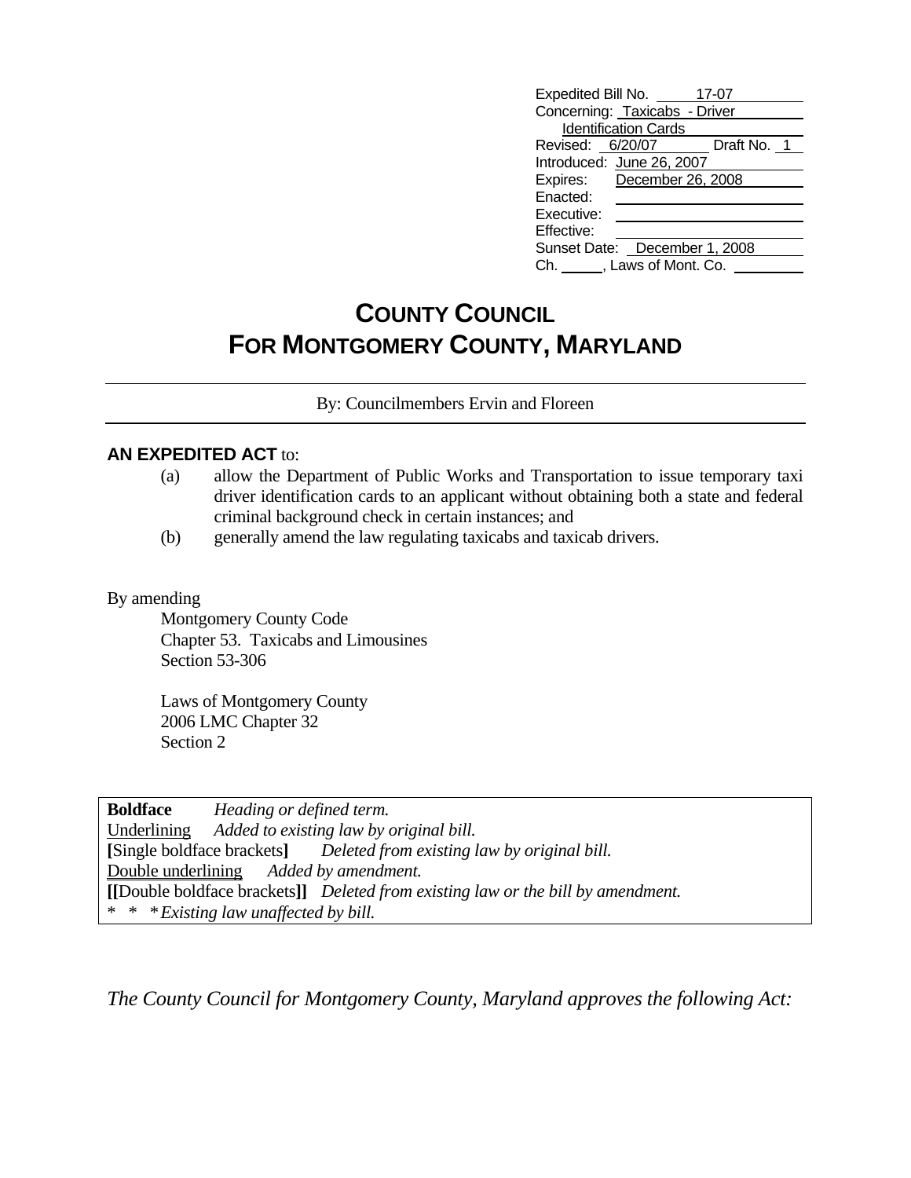| | |
|---|---|
| Expedited Bill No. | 17-07 |
| Concerning: | Taxicabs - Driver Identification Cards |
| Revised: | 6/20/07 Draft No. 1 |
| Introduced: | June 26, 2007 |
| Expires: | December 26, 2008 |
| Enacted: | |
| Executive: | |
| Effective: | |
| Sunset Date: | December 1, 2008 |
| Ch. ____, Laws of Mont. Co. | |

# COUNTY COUNCIL
# FOR MONTGOMERY COUNTY, MARYLAND

By: Councilmembers Ervin and Floreen

**AN EXPEDITED ACT** to:

(a) allow the Department of Public Works and Transportation to issue temporary taxi driver identification cards to an applicant without obtaining both a state and federal criminal background check in certain instances; and

(b) generally amend the law regulating taxicabs and taxicab drivers.

By amending

Montgomery County Code
Chapter 53. Taxicabs and Limousines
Section 53-306

Laws of Montgomery County
2006 LMC Chapter 32
Section 2

| | |
|---|---|
| **Boldface** | *Heading or defined term.* |
| Underlining | *Added to existing law by original bill.* |
| **[**Single boldface brackets**]** | *Deleted from existing law by original bill.* |
| Double underlining | *Added by amendment.* |
| **[[**Double boldface brackets**]]** | *Deleted from existing law or the bill by amendment.* |
| * * * | *Existing law unaffected by bill.* |

*The County Council for Montgomery County, Maryland approves the following Act:*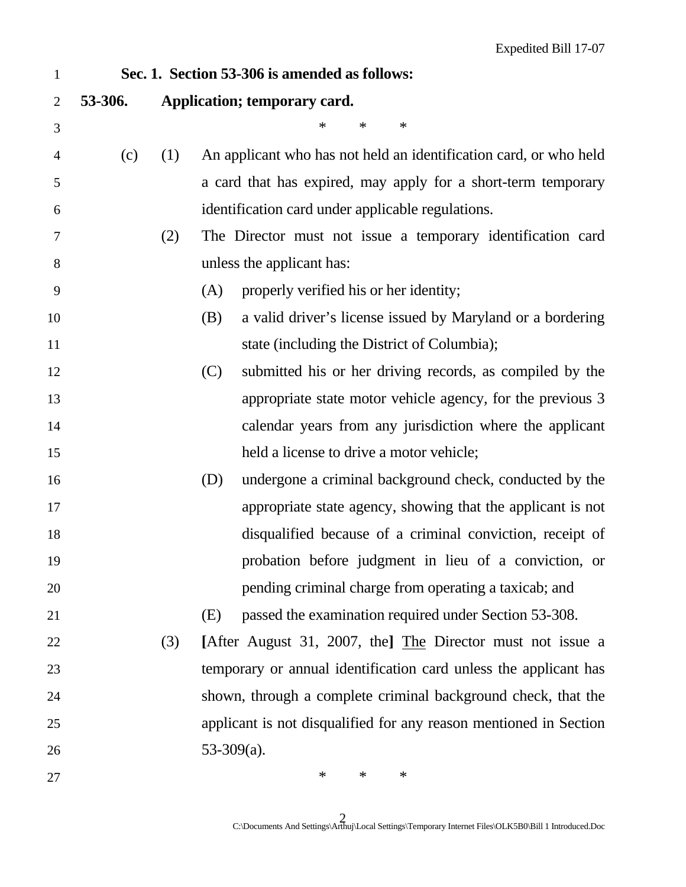**Sec. 1. Section 53-306 is amended as follows:**

**53-306. Application; temporary card.**

\*        \*        \*

(c) (1) An applicant who has not held an identification card, or who held a card that has expired, may apply for a short-term temporary identification card under applicable regulations.

(2) The Director must not issue a temporary identification card unless the applicant has:

(A) properly verified his or her identity;

(B) a valid driver's license issued by Maryland or a bordering state (including the District of Columbia);

(C) submitted his or her driving records, as compiled by the appropriate state motor vehicle agency, for the previous 3 calendar years from any jurisdiction where the applicant held a license to drive a motor vehicle;

(D) undergone a criminal background check, conducted by the appropriate state agency, showing that the applicant is not disqualified because of a criminal conviction, receipt of probation before judgment in lieu of a conviction, or pending criminal charge from operating a taxicab; and

(E) passed the examination required under Section 53-308.

(3) **[**After August 31, 2007, the**]** <u>The</u> Director must not issue a temporary or annual identification card unless the applicant has shown, through a complete criminal background check, that the applicant is not disqualified for any reason mentioned in Section 53-309(a).

\*        \*        \*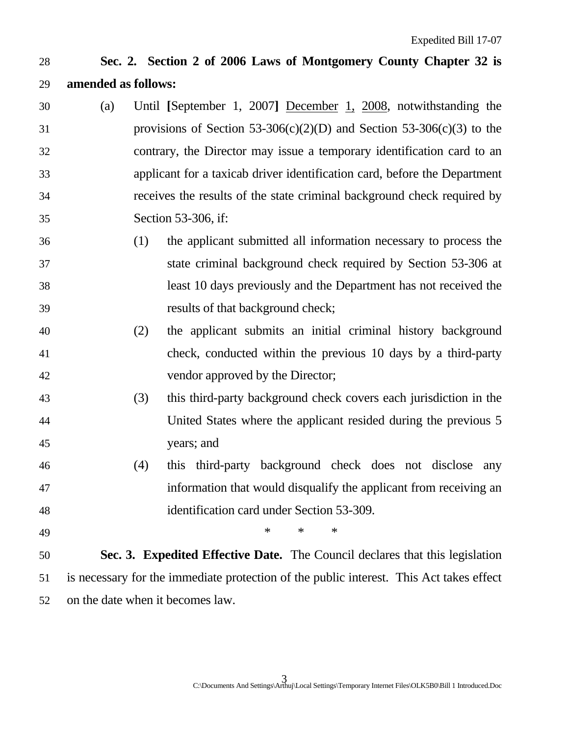**Sec. 2. Section 2 of 2006 Laws of Montgomery County Chapter 32 is amended as follows:**

(a) Until **[**September 1, 2007**]** <u>December 1, 2008</u>, notwithstanding the provisions of Section 53-306(c)(2)(D) and Section 53-306(c)(3) to the contrary, the Director may issue a temporary identification card to an applicant for a taxicab driver identification card, before the Department receives the results of the state criminal background check required by Section 53-306, if:

(1) the applicant submitted all information necessary to process the state criminal background check required by Section 53-306 at least 10 days previously and the Department has not received the results of that background check;

(2) the applicant submits an initial criminal history background check, conducted within the previous 10 days by a third-party vendor approved by the Director;

(3) this third-party background check covers each jurisdiction in the United States where the applicant resided during the previous 5 years; and

(4) this third-party background check does not disclose any information that would disqualify the applicant from receiving an identification card under Section 53-309.

\* \* \*

**Sec. 3. Expedited Effective Date.** The Council declares that this legislation is necessary for the immediate protection of the public interest. This Act takes effect on the date when it becomes law.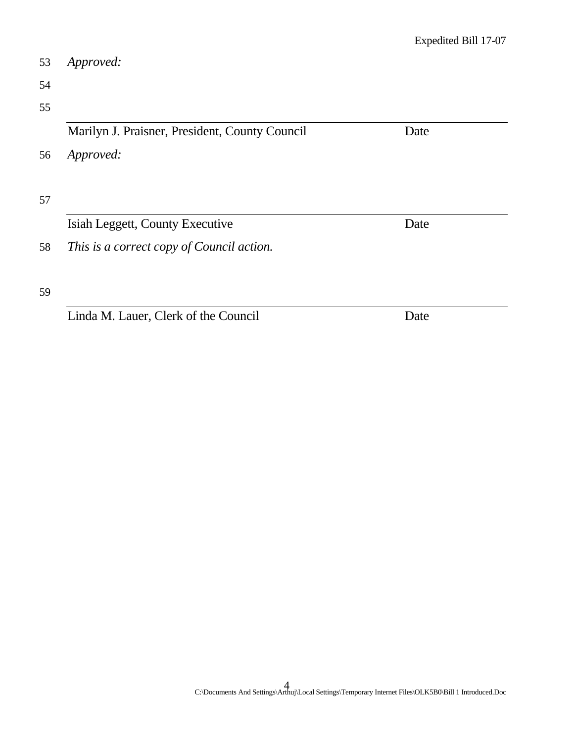53 *Approved:*

54

55

Marilyn J. Praisner, President, County Council Date

56 *Approved:*

57

Isiah Leggett, County Executive Date

58 *This is a correct copy of Council action.*

59

Linda M. Lauer, Clerk of the Council Date